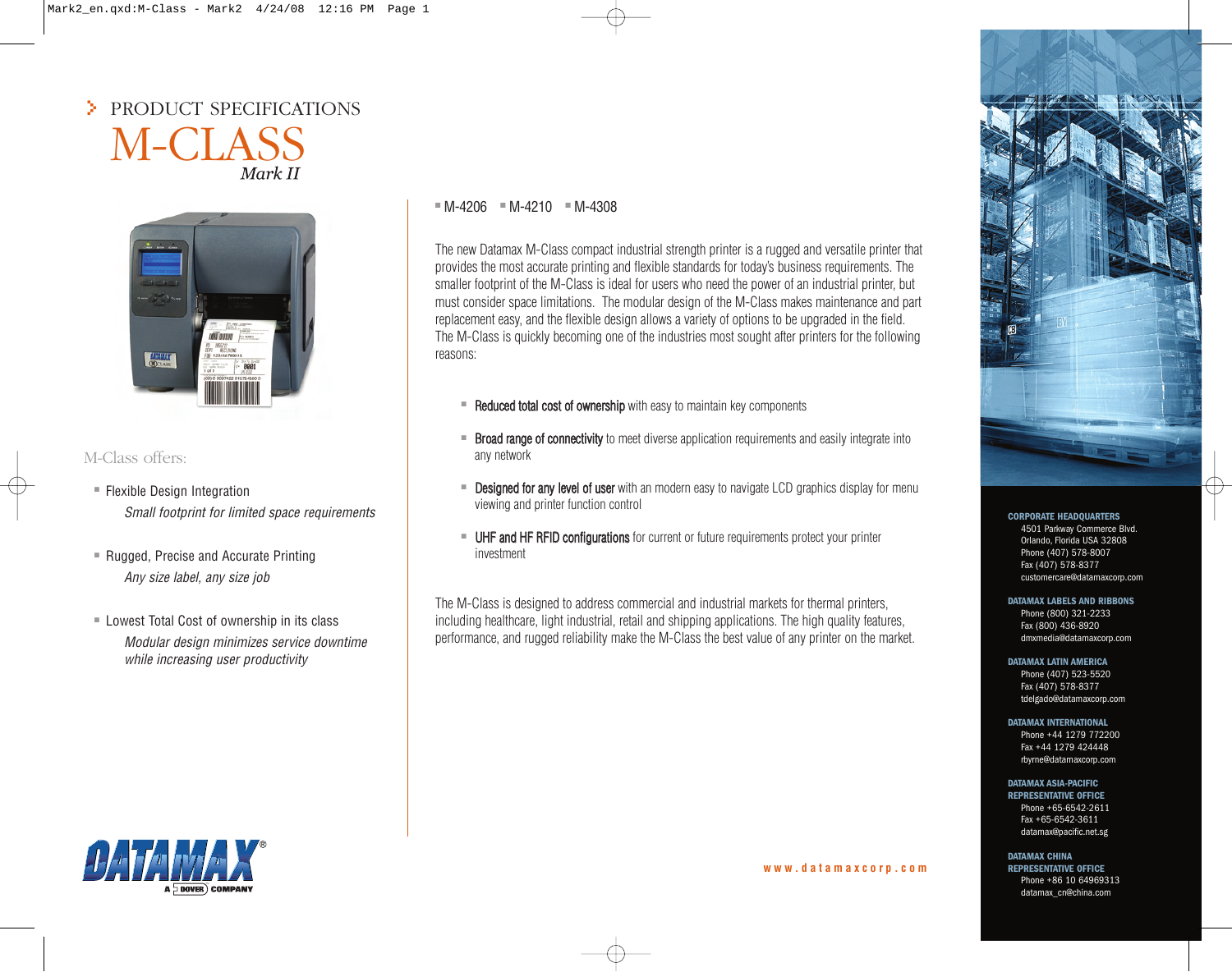# PRODUCT SPECIFICATIONS

# M-CLASS

*Mark II*

## M-Class offers:

- Flexible Design Integration
  *Small footprint for limited space requirements*

- Rugged, Precise and Accurate Printing
  *Any size label, any size job*

- Lowest Total Cost of ownership in its class
  *Modular design minimizes service downtime while increasing user productivity*

DATAMAX® A DOVER COMPANY

- M-4206
- M-4210
- M-4308

The new Datamax M-Class compact industrial strength printer is a rugged and versatile printer that provides the most accurate printing and flexible standards for today's business requirements. The smaller footprint of the M-Class is ideal for users who need the power of an industrial printer, but must consider space limitations. The modular design of the M-Class makes maintenance and part replacement easy, and the flexible design allows a variety of options to be upgraded in the field. The M-Class is quickly becoming one of the industries most sought after printers for the following reasons:

- **Reduced total cost of ownership** with easy to maintain key components
- **Broad range of connectivity** to meet diverse application requirements and easily integrate into any network
- **Designed for any level of user** with an modern easy to navigate LCD graphics display for menu viewing and printer function control
- **UHF and HF RFID configurations** for current or future requirements protect your printer investment

The M-Class is designed to address commercial and industrial markets for thermal printers, including healthcare, light industrial, retail and shipping applications. The high quality features, performance, and rugged reliability make the M-Class the best value of any printer on the market.

www.datamaxcorp.com

**CORPORATE HEADQUARTERS**
4501 Parkway Commerce Blvd.
Orlando, Florida USA 32808
Phone (407) 578-8007
Fax (407) 578-8377
customercare@datamaxcorp.com

**DATAMAX LABELS AND RIBBONS**
Phone (800) 321-2233
Fax (800) 436-8920
dmxmedia@datamaxcorp.com

**DATAMAX LATIN AMERICA**
Phone (407) 523-5520
Fax (407) 578-8377
tdelgado@datamaxcorp.com

**DATAMAX INTERNATIONAL**
Phone +44 1279 772200
Fax +44 1279 424448
rbyrne@datamaxcorp.com

**DATAMAX ASIA-PACIFIC REPRESENTATIVE OFFICE**
Phone +65-6542-2611
Fax +65-6542-3611
datamax@pacific.net.sg

**DATAMAX CHINA REPRESENTATIVE OFFICE**
Phone +86 10 64969313
datamax_cn@china.com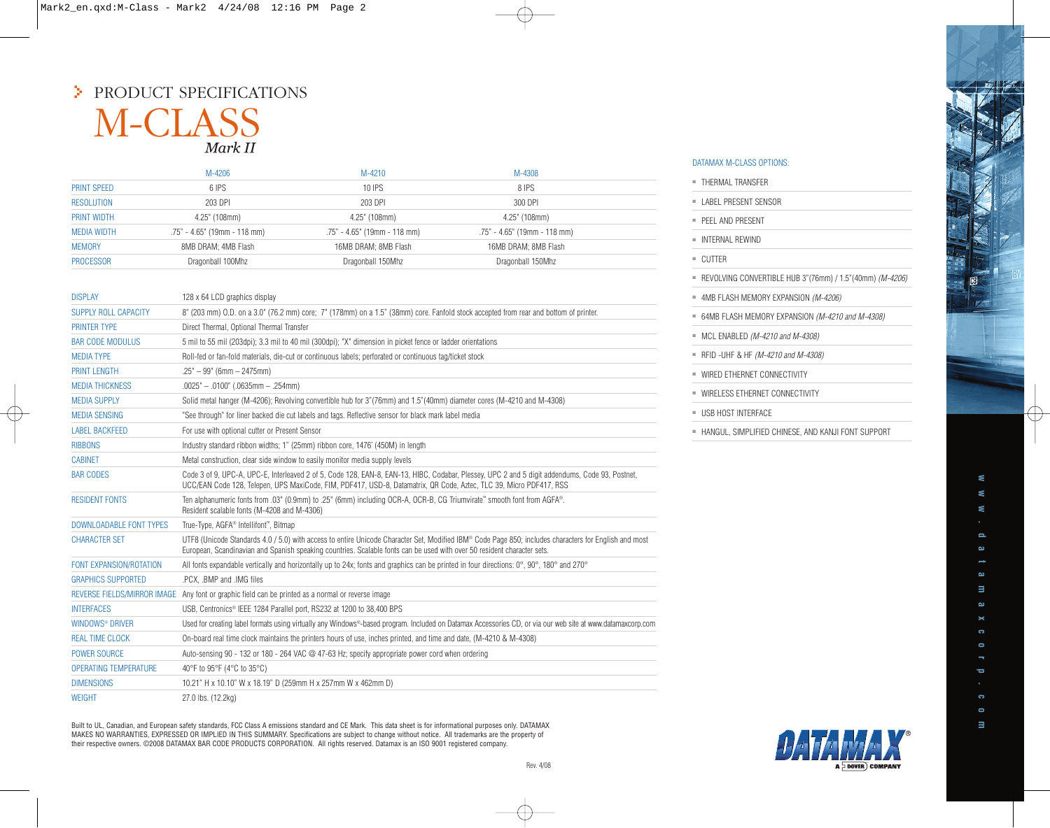# PRODUCT SPECIFICATIONS

# M-CLASS

*Mark II*

| | M-4206 | M-4210 | M-4308 |
|---|---|---|---|
| PRINT SPEED | 6 IPS | 10 IPS | 8 IPS |
| RESOLUTION | 203 DPI | 203 DPI | 300 DPI |
| PRINT WIDTH | 4.25" (108mm) | 4.25" (108mm) | 4.25" (108mm) |
| MEDIA WIDTH | .75" - 4.65" (19mm - 118 mm) | .75" - 4.65" (19mm - 118 mm) | .75" - 4.65" (19mm - 118 mm) |
| MEMORY | 8MB DRAM; 4MB Flash | 16MB DRAM; 8MB Flash | 16MB DRAM; 8MB Flash |
| PROCESSOR | Dragonball 100Mhz | Dragonball 150Mhz | Dragonball 150Mhz |

| | |
|---|---|
| DISPLAY | 128 x 64 LCD graphics display |
| SUPPLY ROLL CAPACITY | 8" (203 mm) O.D. on a 3.0" (76.2 mm) core; 7" (178mm) on a 1.5" (38mm) core. Fanfold stock accepted from rear and bottom of printer. |
| PRINTER TYPE | Direct Thermal, Optional Thermal Transfer |
| BAR CODE MODULUS | 5 mil to 55 mil (203dpi); 3.3 mil to 40 mil (300dpi); "X" dimension in picket fence or ladder orientations |
| MEDIA TYPE | Roll-fed or fan-fold materials, die-cut or continuous labels; perforated or continuous tag/ticket stock |
| PRINT LENGTH | .25" – 99" (6mm – 2475mm) |
| MEDIA THICKNESS | .0025" – .0100" (.0635mm – .254mm) |
| MEDIA SUPPLY | Solid metal hanger (M-4206); Revolving convertible hub for 3"(76mm) and 1.5"(40mm) diameter cores (M-4210 and M-4308) |
| MEDIA SENSING | "See through" for liner backed die cut labels and tags. Reflective sensor for black mark label media |
| LABEL BACKFEED | For use with optional cutter or Present Sensor |
| RIBBONS | Industry standard ribbon widths; 1" (25mm) ribbon core, 1476' (450M) in length |
| CABINET | Metal construction, clear side window to easily monitor media supply levels |
| BAR CODES | Code 3 of 9, UPC-A, UPC-E, Interleaved 2 of 5, Code 128, EAN-8, EAN-13, HIBC, Codabar, Plessey, UPC 2 and 5 digit addendums, Code 93, Postnet, UCC/EAN Code 128, Telepen, UPS MaxiCode, FIM, PDF417, USD-8, Datamatrix, QR Code, Aztec, TLC 39, Micro PDF417, RSS |
| RESIDENT FONTS | Ten alphanumeric fonts from .03" (0.9mm) to .25" (6mm) including OCR-A, OCR-B, CG Triumvirate" smooth font from AGFA®. Resident scalable fonts (M-4208 and M-4306) |
| DOWNLOADABLE FONT TYPES | True-Type, AGFA® Intellifont", Bitmap |
| CHARACTER SET | UTF8 (Unicode Standards 4.0 / 5.0) with access to entire Unicode Character Set, Modified IBM® Code Page 850; includes characters for English and most European, Scandinavian and Spanish speaking countries. Scalable fonts can be used with over 50 resident character sets. |
| FONT EXPANSION/ROTATION | All fonts expandable vertically and horizontally up to 24x; fonts and graphics can be printed in four directions: 0°, 90°, 180° and 270° |
| GRAPHICS SUPPORTED | .PCX, .BMP and .IMG files |
| REVERSE FIELDS/MIRROR IMAGE | Any font or graphic field can be printed as a normal or reverse image |
| INTERFACES | USB, Centronics® IEEE 1284 Parallel port, RS232 at 1200 to 38,400 BPS |
| WINDOWS® DRIVER | Used for creating label formats using virtually any Windows®-based program. Included on Datamax Accessories CD, or via our web site at www.datamaxcorp.com |
| REAL TIME CLOCK | On-board real time clock maintains the printers hours of use, inches printed, and time and date, (M-4210 & M-4308) |
| POWER SOURCE | Auto-sensing 90 - 132 or 180 - 264 VAC @ 47-63 Hz; specify appropriate power cord when ordering |
| OPERATING TEMPERATURE | 40°F to 95°F (4°C to 35°C) |
| DIMENSIONS | 10.21" H x 10.10" W x 18.19" D (259mm H x 257mm W x 462mm D) |
| WEIGHT | 27.0 lbs. (12.2kg) |

Built to UL, Canadian, and European safety standards, FCC Class A emissions standard and CE Mark. This data sheet is for informational purposes only. DATAMAX MAKES NO WARRANTIES, EXPRESSED OR IMPLIED IN THIS SUMMARY. Specifications are subject to change without notice. All trademarks are the property of their respective owners. ©2008 DATAMAX BAR CODE PRODUCTS CORPORATION. All rights reserved. Datamax is an ISO 9001 registered company.

Rev. 4/08

## DATAMAX M-CLASS OPTIONS:

- THERMAL TRANSFER
- LABEL PRESENT SENSOR
- PEEL AND PRESENT
- INTERNAL REWIND
- CUTTER
- REVOLVING CONVERTIBLE HUB 3"(76mm) / 1.5"(40mm) *(M-4206)*
- 4MB FLASH MEMORY EXPANSION *(M-4206)*
- 64MB FLASH MEMORY EXPANSION *(M-4210 and M-4308)*
- MCL ENABLED *(M-4210 and M-4308)*
- RFID -UHF & HF *(M-4210 and M-4308)*
- WIRED ETHERNET CONNECTIVITY
- WIRELESS ETHERNET CONNECTIVITY
- USB HOST INTERFACE
- HANGUL, SIMPLIFIED CHINESE, AND KANJI FONT SUPPORT

www.datamaxcorp.com

DATAMAX® A DOVER COMPANY